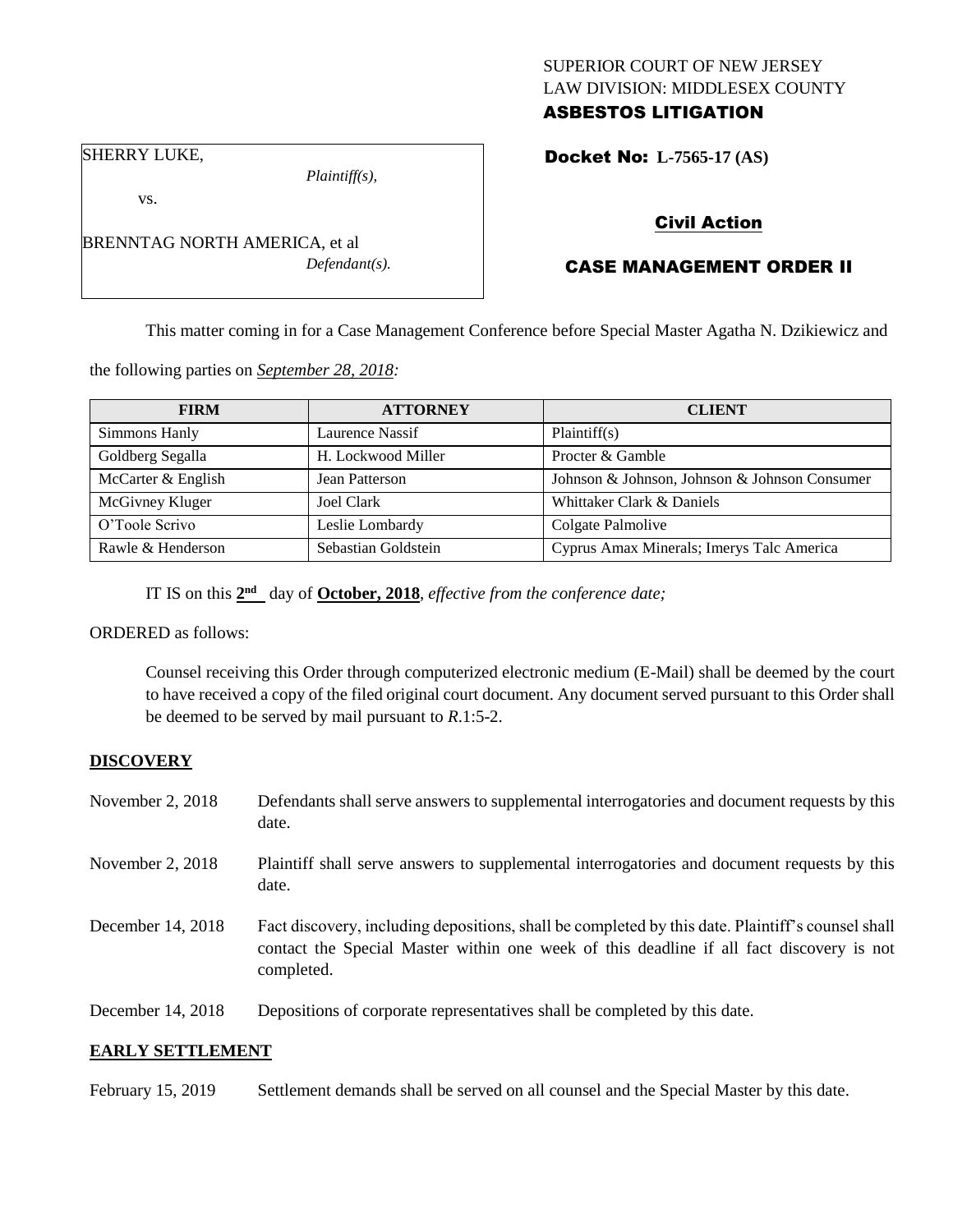SUPERIOR COURT OF NEW JERSEY
LAW DIVISION: MIDDLESEX COUNTY
**ASBESTOS LITIGATION**

SHERRY LUKE,
*Plaintiff(s),*

vs.

BRENNTAG NORTH AMERICA, et al
*Defendant(s).*

**Docket No: L-7565-17 (AS)**

**Civil Action**

**CASE MANAGEMENT ORDER II**

This matter coming in for a Case Management Conference before Special Master Agatha N. Dzikiewicz and the following parties on *September 28, 2018:*

| FIRM | ATTORNEY | CLIENT |
| --- | --- | --- |
| Simmons Hanly | Laurence Nassif | Plaintiff(s) |
| Goldberg Segalla | H. Lockwood Miller | Procter & Gamble |
| McCarter & English | Jean Patterson | Johnson & Johnson, Johnson & Johnson Consumer |
| McGivney Kluger | Joel Clark | Whittaker Clark & Daniels |
| O'Toole Scrivo | Leslie Lombardy | Colgate Palmolive |
| Rawle & Henderson | Sebastian Goldstein | Cyprus Amax Minerals; Imerys Talc America |

IT IS on this **2nd** day of **October, 2018**, *effective from the conference date;*

ORDERED as follows:

Counsel receiving this Order through computerized electronic medium (E-Mail) shall be deemed by the court to have received a copy of the filed original court document. Any document served pursuant to this Order shall be deemed to be served by mail pursuant to *R*.1:5-2.

**DISCOVERY**

November 2, 2018 — Defendants shall serve answers to supplemental interrogatories and document requests by this date.

November 2, 2018 — Plaintiff shall serve answers to supplemental interrogatories and document requests by this date.

December 14, 2018 — Fact discovery, including depositions, shall be completed by this date. Plaintiff's counsel shall contact the Special Master within one week of this deadline if all fact discovery is not completed.

December 14, 2018 — Depositions of corporate representatives shall be completed by this date.

**EARLY SETTLEMENT**

February 15, 2019 — Settlement demands shall be served on all counsel and the Special Master by this date.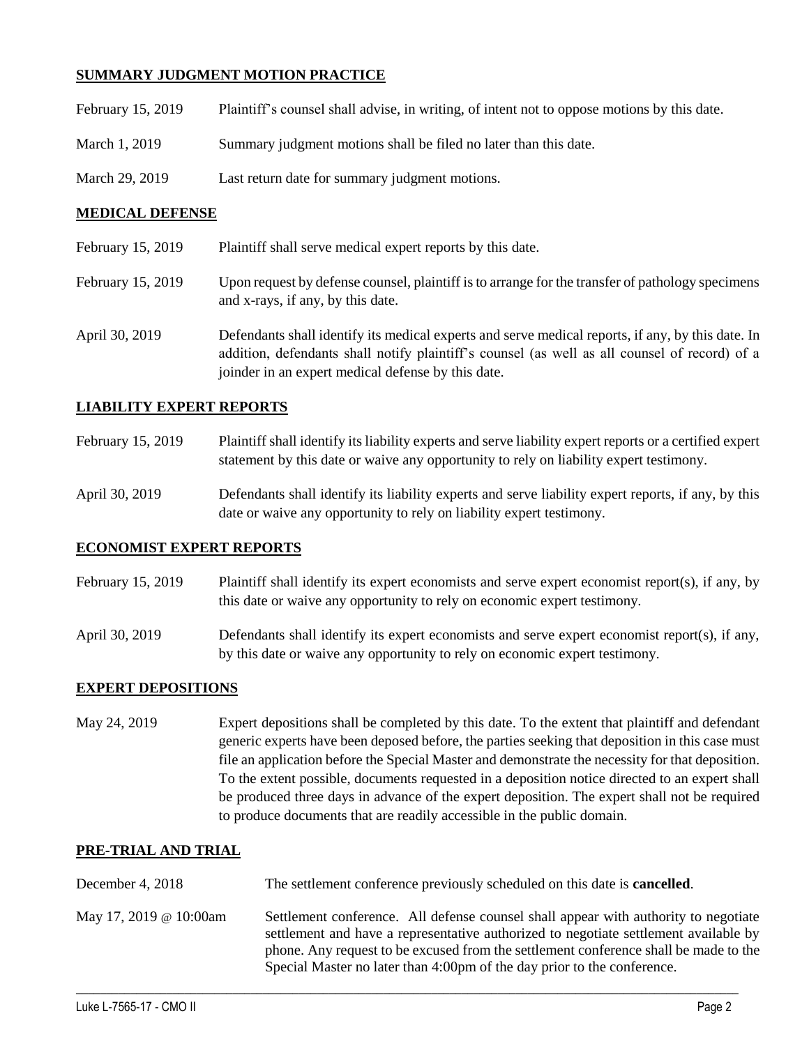## SUMMARY JUDGMENT MOTION PRACTICE

| | |
|---|---|
| February 15, 2019 | Plaintiff's counsel shall advise, in writing, of intent not to oppose motions by this date. |
| March 1, 2019 | Summary judgment motions shall be filed no later than this date. |
| March 29, 2019 | Last return date for summary judgment motions. |

## MEDICAL DEFENSE

| | |
|---|---|
| February 15, 2019 | Plaintiff shall serve medical expert reports by this date. |
| February 15, 2019 | Upon request by defense counsel, plaintiff is to arrange for the transfer of pathology specimens and x-rays, if any, by this date. |
| April 30, 2019 | Defendants shall identify its medical experts and serve medical reports, if any, by this date. In addition, defendants shall notify plaintiff's counsel (as well as all counsel of record) of a joinder in an expert medical defense by this date. |

## LIABILITY EXPERT REPORTS

| | |
|---|---|
| February 15, 2019 | Plaintiff shall identify its liability experts and serve liability expert reports or a certified expert statement by this date or waive any opportunity to rely on liability expert testimony. |
| April 30, 2019 | Defendants shall identify its liability experts and serve liability expert reports, if any, by this date or waive any opportunity to rely on liability expert testimony. |

## ECONOMIST EXPERT REPORTS

| | |
|---|---|
| February 15, 2019 | Plaintiff shall identify its expert economists and serve expert economist report(s), if any, by this date or waive any opportunity to rely on economic expert testimony. |
| April 30, 2019 | Defendants shall identify its expert economists and serve expert economist report(s), if any, by this date or waive any opportunity to rely on economic expert testimony. |

## EXPERT DEPOSITIONS

| | |
|---|---|
| May 24, 2019 | Expert depositions shall be completed by this date. To the extent that plaintiff and defendant generic experts have been deposed before, the parties seeking that deposition in this case must file an application before the Special Master and demonstrate the necessity for that deposition. To the extent possible, documents requested in a deposition notice directed to an expert shall be produced three days in advance of the expert deposition. The expert shall not be required to produce documents that are readily accessible in the public domain. |

## PRE-TRIAL AND TRIAL

| | |
|---|---|
| December 4, 2018 | The settlement conference previously scheduled on this date is **cancelled**. |
| May 17, 2019 @ 10:00am | Settlement conference. All defense counsel shall appear with authority to negotiate settlement and have a representative authorized to negotiate settlement available by phone. Any request to be excused from the settlement conference shall be made to the Special Master no later than 4:00pm of the day prior to the conference. |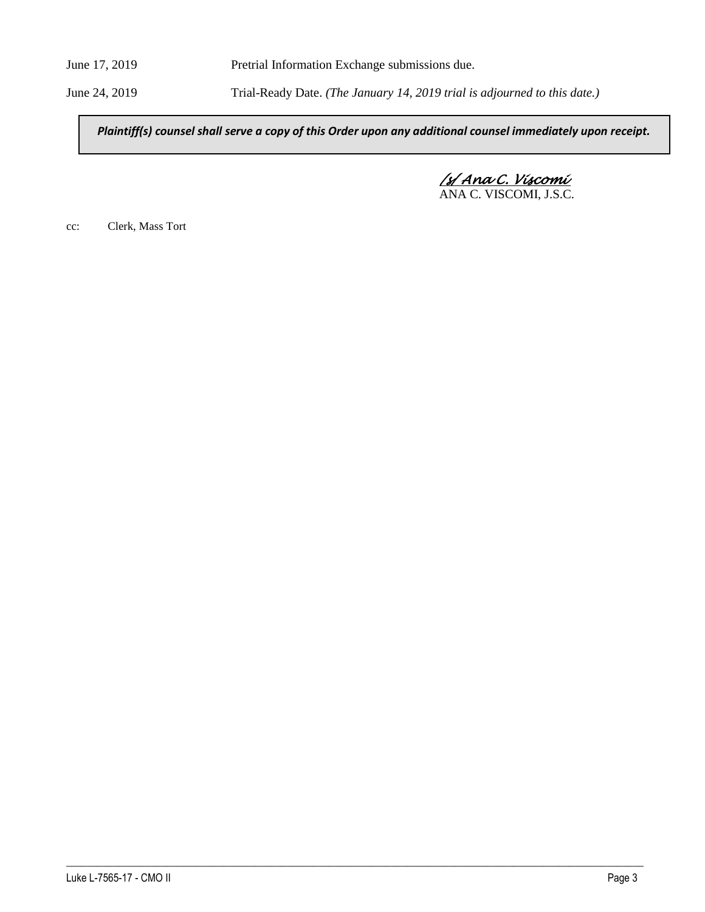| | |
|---|---|
| June 17, 2019 | Pretrial Information Exchange submissions due. |
| June 24, 2019 | Trial-Ready Date. *(The January 14, 2019 trial is adjourned to this date.)* |

***Plaintiff(s) counsel shall serve a copy of this Order upon any additional counsel immediately upon receipt.***

*/s/ Ana C. Viscomi*
ANA C. VISCOMI, J.S.C.

cc: Clerk, Mass Tort